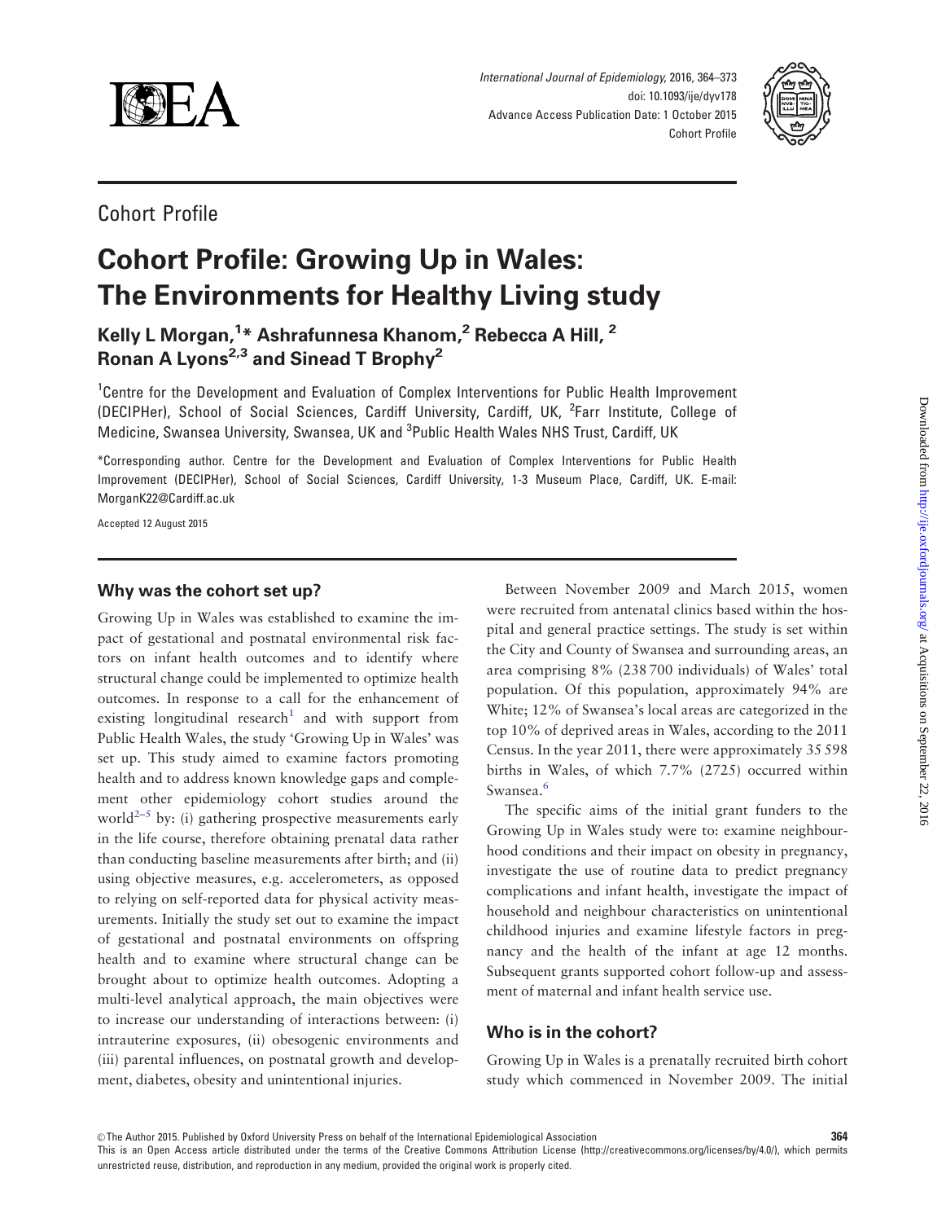Cohort Profile

# Cohort Profile: Growing Up in Wales: The Environments for Healthy Living study

**Kelly L Morgan,[1]* Ashrafunnesa Khanom,[2] Rebecca A Hill,[2] Ronan A Lyons[2,3] and Sinead T Brophy[2]**

[1]Centre for the Development and Evaluation of Complex Interventions for Public Health Improvement (DECIPHer), School of Social Sciences, Cardiff University, Cardiff, UK, [2]Farr Institute, College of Medicine, Swansea University, Swansea, UK and [3]Public Health Wales NHS Trust, Cardiff, UK

*Corresponding author. Centre for the Development and Evaluation of Complex Interventions for Public Health Improvement (DECIPHer), School of Social Sciences, Cardiff University, 1-3 Museum Place, Cardiff, UK. E-mail: MorganK22@Cardiff.ac.uk

Accepted 12 August 2015

## Why was the cohort set up?

Growing Up in Wales was established to examine the impact of gestational and postnatal environmental risk factors on infant health outcomes and to identify where structural change could be implemented to optimize health outcomes. In response to a call for the enhancement of existing longitudinal research[1] and with support from Public Health Wales, the study 'Growing Up in Wales' was set up. This study aimed to examine factors promoting health and to address known knowledge gaps and complement other epidemiology cohort studies around the world[2–5] by: (i) gathering prospective measurements early in the life course, therefore obtaining prenatal data rather than conducting baseline measurements after birth; and (ii) using objective measures, e.g. accelerometers, as opposed to relying on self-reported data for physical activity measurements. Initially the study set out to examine the impact of gestational and postnatal environments on offspring health and to examine where structural change can be brought about to optimize health outcomes. Adopting a multi-level analytical approach, the main objectives were to increase our understanding of interactions between: (i) intrauterine exposures, (ii) obesogenic environments and (iii) parental influences, on postnatal growth and development, diabetes, obesity and unintentional injuries.

Between November 2009 and March 2015, women were recruited from antenatal clinics based within the hospital and general practice settings. The study is set within the City and County of Swansea and surrounding areas, an area comprising 8% (238 700 individuals) of Wales' total population. Of this population, approximately 94% are White; 12% of Swansea's local areas are categorized in the top 10% of deprived areas in Wales, according to the 2011 Census. In the year 2011, there were approximately 35 598 births in Wales, of which 7.7% (2725) occurred within Swansea.[6]

The specific aims of the initial grant funders to the Growing Up in Wales study were to: examine neighbourhood conditions and their impact on obesity in pregnancy, investigate the use of routine data to predict pregnancy complications and infant health, investigate the impact of household and neighbour characteristics on unintentional childhood injuries and examine lifestyle factors in pregnancy and the health of the infant at age 12 months. Subsequent grants supported cohort follow-up and assessment of maternal and infant health service use.

## Who is in the cohort?

Growing Up in Wales is a prenatally recruited birth cohort study which commenced in November 2009. The initial

© The Author 2015. Published by Oxford University Press on behalf of the International Epidemiological Association

This is an Open Access article distributed under the terms of the Creative Commons Attribution License (http://creativecommons.org/licenses/by/4.0/), which permits unrestricted reuse, distribution, and reproduction in any medium, provided the original work is properly cited.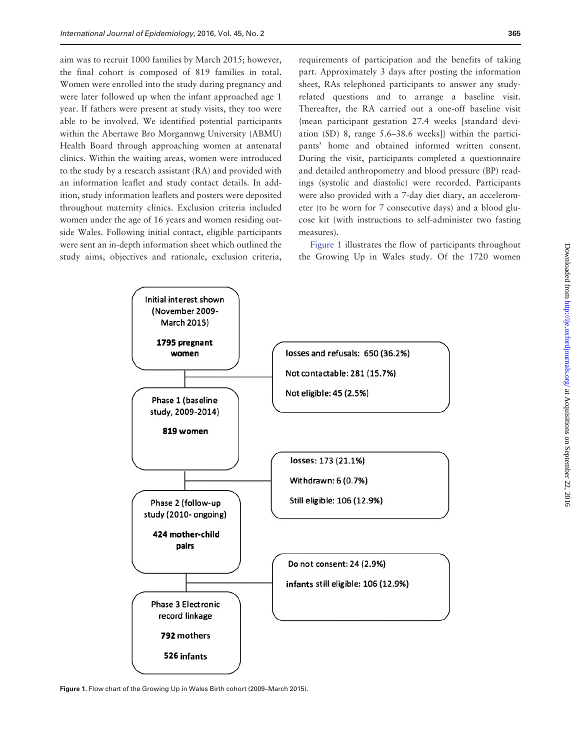aim was to recruit 1000 families by March 2015; however, the final cohort is composed of 819 families in total. Women were enrolled into the study during pregnancy and were later followed up when the infant approached age 1 year. If fathers were present at study visits, they too were able to be involved. We identified potential participants within the Abertawe Bro Morgannwg University (ABMU) Health Board through approaching women at antenatal clinics. Within the waiting areas, women were introduced to the study by a research assistant (RA) and provided with an information leaflet and study contact details. In addition, study information leaflets and posters were deposited throughout maternity clinics. Exclusion criteria included women under the age of 16 years and women residing outside Wales. Following initial contact, eligible participants were sent an in-depth information sheet which outlined the study aims, objectives and rationale, exclusion criteria, requirements of participation and the benefits of taking part. Approximately 3 days after posting the information sheet, RAs telephoned participants to answer any study-related questions and to arrange a baseline visit. Thereafter, the RA carried out a one-off baseline visit {mean participant gestation 27.4 weeks [standard deviation (SD) 8, range 5.6–38.6 weeks]} within the participants' home and obtained informed written consent. During the visit, participants completed a questionnaire and detailed anthropometry and blood pressure (BP) readings (systolic and diastolic) were recorded. Participants were also provided with a 7-day diet diary, an accelerometer (to be worn for 7 consecutive days) and a blood glucose kit (with instructions to self-administer two fasting measures).

Figure 1 illustrates the flow of participants throughout the Growing Up in Wales study. Of the 1720 women

Initial interest shown (November 2009- March 2015)

**1795 pregnant women**

losses and refusals: 650 (36.2%)
Not contactable: 281 (15.7%)
Not eligible: 45 (2.5%)

Phase 1 (baseline study, 2009-2014)

**819 women**

losses: 173 (21.1%)
Withdrawn: 6 (0.7%)
Still eligible: 106 (12.9%)

Phase 2 (follow-up study (2010- ongoing)

**424 mother-child pairs**

Do not consent: 24 (2.9%)
infants still eligible: 106 (12.9%)

Phase 3 Electronic record linkage

**792 mothers**

**526 infants**

**Figure 1.** Flow chart of the Growing Up in Wales Birth cohort (2009–March 2015).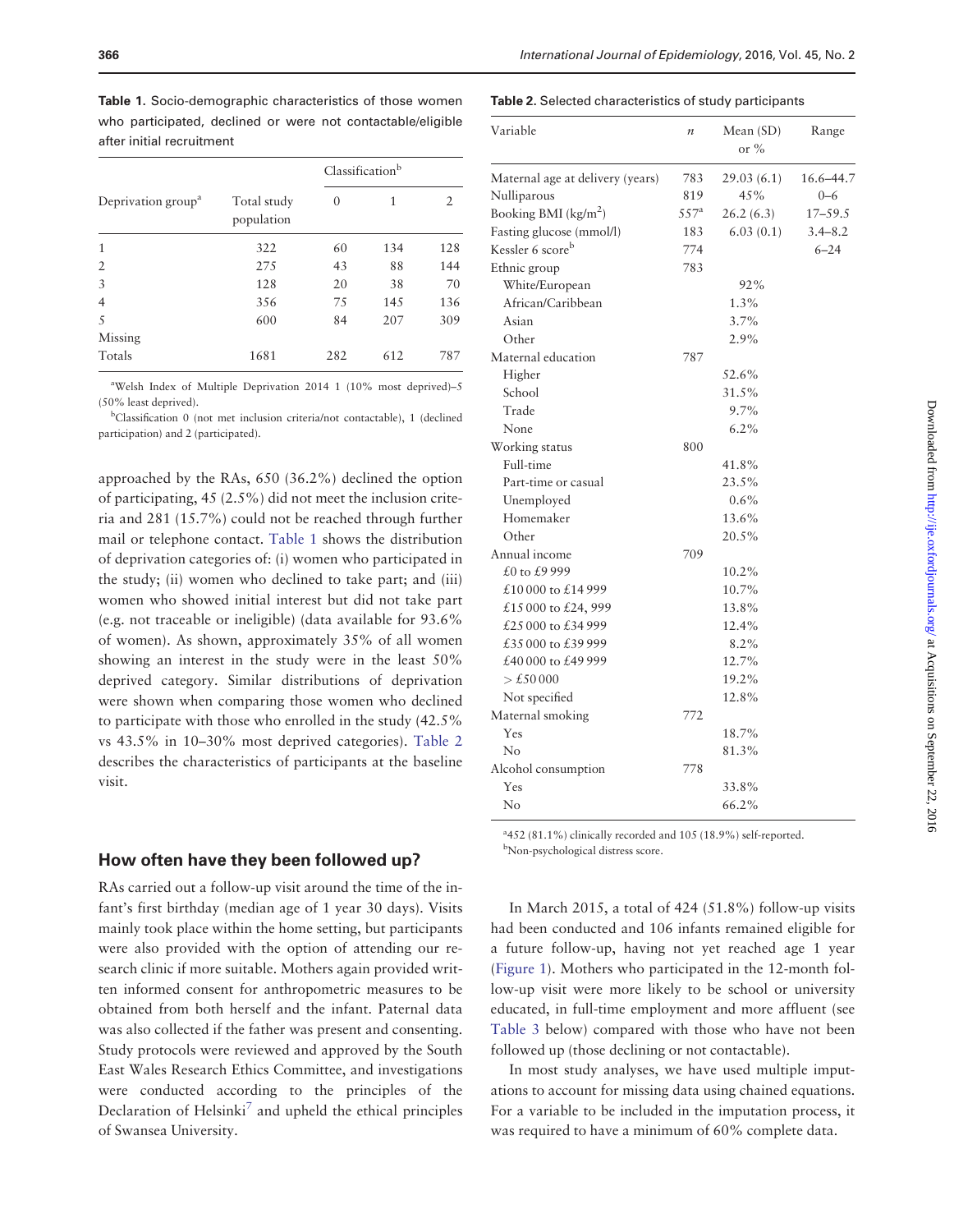**Table 1.** Socio-demographic characteristics of those women who participated, declined or were not contactable/eligible after initial recruitment

| Deprivation group[a] | Total study population | Classification[b] | | |
|---|---|---|---|---|
| | | 0 | 1 | 2 |
| 1 | 322 | 60 | 134 | 128 |
| 2 | 275 | 43 | 88 | 144 |
| 3 | 128 | 20 | 38 | 70 |
| 4 | 356 | 75 | 145 | 136 |
| 5 | 600 | 84 | 207 | 309 |
| Missing | | | | |
| Totals | 1681 | 282 | 612 | 787 |

[a]Welsh Index of Multiple Deprivation 2014 1 (10% most deprived)–5 (50% least deprived).

[b]Classification 0 (not met inclusion criteria/not contactable), 1 (declined participation) and 2 (participated).

approached by the RAs, 650 (36.2%) declined the option of participating, 45 (2.5%) did not meet the inclusion criteria and 281 (15.7%) could not be reached through further mail or telephone contact. Table 1 shows the distribution of deprivation categories of: (i) women who participated in the study; (ii) women who declined to take part; and (iii) women who showed initial interest but did not take part (e.g. not traceable or ineligible) (data available for 93.6% of women). As shown, approximately 35% of all women showing an interest in the study were in the least 50% deprived category. Similar distributions of deprivation were shown when comparing those women who declined to participate with those who enrolled in the study (42.5% vs 43.5% in 10–30% most deprived categories). Table 2 describes the characteristics of participants at the baseline visit.

## How often have they been followed up?

RAs carried out a follow-up visit around the time of the infant's first birthday (median age of 1 year 30 days). Visits mainly took place within the home setting, but participants were also provided with the option of attending our research clinic if more suitable. Mothers again provided written informed consent for anthropometric measures to be obtained from both herself and the infant. Paternal data was also collected if the father was present and consenting. Study protocols were reviewed and approved by the South East Wales Research Ethics Committee, and investigations were conducted according to the principles of the Declaration of Helsinki[7] and upheld the ethical principles of Swansea University.

**Table 2.** Selected characteristics of study participants

| Variable | *n* | Mean (SD) or % | Range |
|---|---|---|---|
| Maternal age at delivery (years) | 783 | 29.03 (6.1) | 16.6–44.7 |
| Nulliparous | 819 | 45% | 0–6 |
| Booking BMI (kg/m$^2$) | 557[a] | 26.2 (6.3) | 17–59.5 |
| Fasting glucose (mmol/l) | 183 | 6.03 (0.1) | 3.4–8.2 |
| Kessler 6 score[b] | 774 | | 6–24 |
| Ethnic group | 783 | | |
| White/European | | 92% | |
| African/Caribbean | | 1.3% | |
| Asian | | 3.7% | |
| Other | | 2.9% | |
| Maternal education | 787 | | |
| Higher | | 52.6% | |
| School | | 31.5% | |
| Trade | | 9.7% | |
| None | | 6.2% | |
| Working status | 800 | | |
| Full-time | | 41.8% | |
| Part-time or casual | | 23.5% | |
| Unemployed | | 0.6% | |
| Homemaker | | 13.6% | |
| Other | | 20.5% | |
| Annual income | 709 | | |
| £0 to £9 999 | | 10.2% | |
| £10 000 to £14 999 | | 10.7% | |
| £15 000 to £24, 999 | | 13.8% | |
| £25 000 to £34 999 | | 12.4% | |
| £35 000 to £39 999 | | 8.2% | |
| £40 000 to £49 999 | | 12.7% | |
| > £50 000 | | 19.2% | |
| Not specified | | 12.8% | |
| Maternal smoking | 772 | | |
| Yes | | 18.7% | |
| No | | 81.3% | |
| Alcohol consumption | 778 | | |
| Yes | | 33.8% | |
| No | | 66.2% | |

[a]452 (81.1%) clinically recorded and 105 (18.9%) self-reported.

[b]Non-psychological distress score.

In March 2015, a total of 424 (51.8%) follow-up visits had been conducted and 106 infants remained eligible for a future follow-up, having not yet reached age 1 year (Figure 1). Mothers who participated in the 12-month follow-up visit were more likely to be school or university educated, in full-time employment and more affluent (see Table 3 below) compared with those who have not been followed up (those declining or not contactable).

In most study analyses, we have used multiple imputations to account for missing data using chained equations. For a variable to be included in the imputation process, it was required to have a minimum of 60% complete data.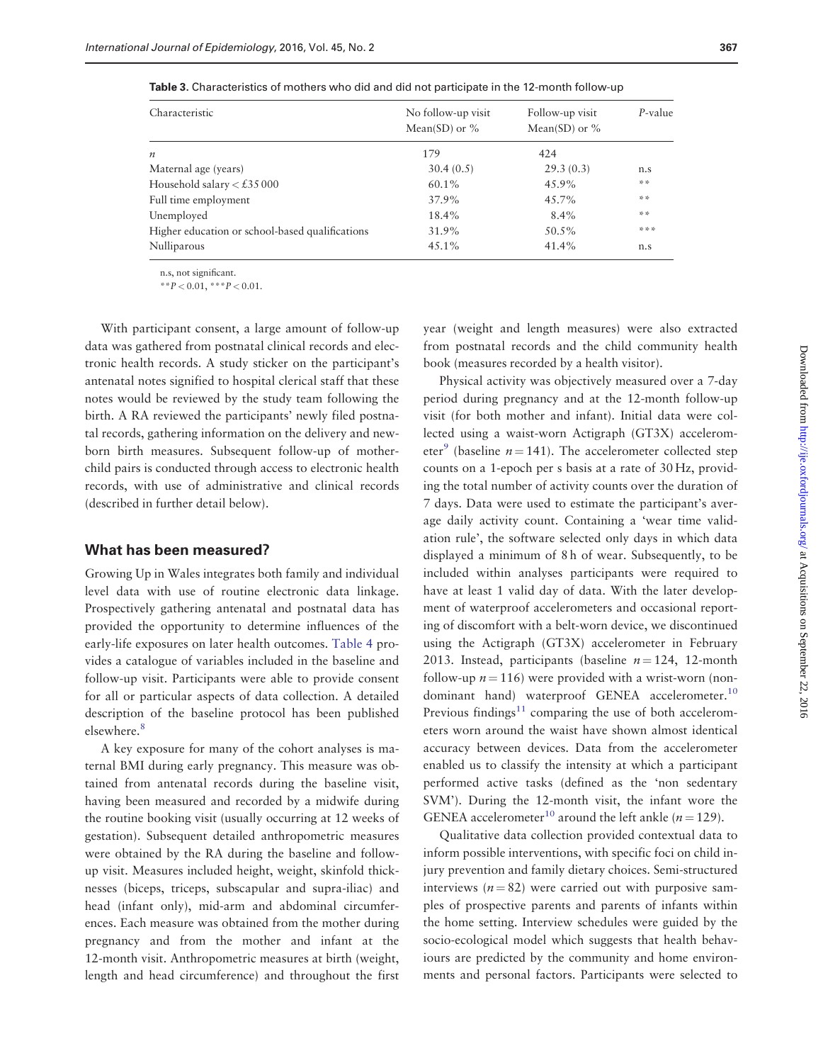**Table 3.** Characteristics of mothers who did and did not participate in the 12-month follow-up

| Characteristic | No follow-up visit Mean(SD) or % | Follow-up visit Mean(SD) or % | *P*-value |
|---|---|---|---|
| *n* | 179 | 424 | |
| Maternal age (years) | 30.4 (0.5) | 29.3 (0.3) | n.s |
| Household salary < £35 000 | 60.1% | 45.9% | ** |
| Full time employment | 37.9% | 45.7% | ** |
| Unemployed | 18.4% | 8.4% | ** |
| Higher education or school-based qualifications | 31.9% | 50.5% | *** |
| Nulliparous | 45.1% | 41.4% | n.s |

n.s, not significant.
**$P < 0.01$, ***$P < 0.01$.

With participant consent, a large amount of follow-up data was gathered from postnatal clinical records and electronic health records. A study sticker on the participant's antenatal notes signified to hospital clerical staff that these notes would be reviewed by the study team following the birth. A RA reviewed the participants' newly filed postnatal records, gathering information on the delivery and newborn birth measures. Subsequent follow-up of mother-child pairs is conducted through access to electronic health records, with use of administrative and clinical records (described in further detail below).

## What has been measured?

Growing Up in Wales integrates both family and individual level data with use of routine electronic data linkage. Prospectively gathering antenatal and postnatal data has provided the opportunity to determine influences of the early-life exposures on later health outcomes. Table 4 provides a catalogue of variables included in the baseline and follow-up visit. Participants were able to provide consent for all or particular aspects of data collection. A detailed description of the baseline protocol has been published elsewhere.[8]

A key exposure for many of the cohort analyses is maternal BMI during early pregnancy. This measure was obtained from antenatal records during the baseline visit, having been measured and recorded by a midwife during the routine booking visit (usually occurring at 12 weeks of gestation). Subsequent detailed anthropometric measures were obtained by the RA during the baseline and follow-up visit. Measures included height, weight, skinfold thicknesses (biceps, triceps, subscapular and supra-iliac) and head (infant only), mid-arm and abdominal circumferences. Each measure was obtained from the mother during pregnancy and from the mother and infant at the 12-month visit. Anthropometric measures at birth (weight, length and head circumference) and throughout the first year (weight and length measures) were also extracted from postnatal records and the child community health book (measures recorded by a health visitor).

Physical activity was objectively measured over a 7-day period during pregnancy and at the 12-month follow-up visit (for both mother and infant). Initial data were collected using a waist-worn Actigraph (GT3X) accelerometer[9] (baseline $n = 141$). The accelerometer collected step counts on a 1-epoch per s basis at a rate of 30 Hz, providing the total number of activity counts over the duration of 7 days. Data were used to estimate the participant's average daily activity count. Containing a 'wear time validation rule', the software selected only days in which data displayed a minimum of 8 h of wear. Subsequently, to be included within analyses participants were required to have at least 1 valid day of data. With the later development of waterproof accelerometers and occasional reporting of discomfort with a belt-worn device, we discontinued using the Actigraph (GT3X) accelerometer in February 2013. Instead, participants (baseline $n = 124$, 12-month follow-up $n = 116$) were provided with a wrist-worn (non-dominant hand) waterproof GENEA accelerometer.[10] Previous findings[11] comparing the use of both accelerometers worn around the waist have shown almost identical accuracy between devices. Data from the accelerometer enabled us to classify the intensity at which a participant performed active tasks (defined as the 'non sedentary SVM'). During the 12-month visit, the infant wore the GENEA accelerometer[10] around the left ankle ($n = 129$).

Qualitative data collection provided contextual data to inform possible interventions, with specific foci on child injury prevention and family dietary choices. Semi-structured interviews ($n = 82$) were carried out with purposive samples of prospective parents and parents of infants within the home setting. Interview schedules were guided by the socio-ecological model which suggests that health behaviours are predicted by the community and home environments and personal factors. Participants were selected to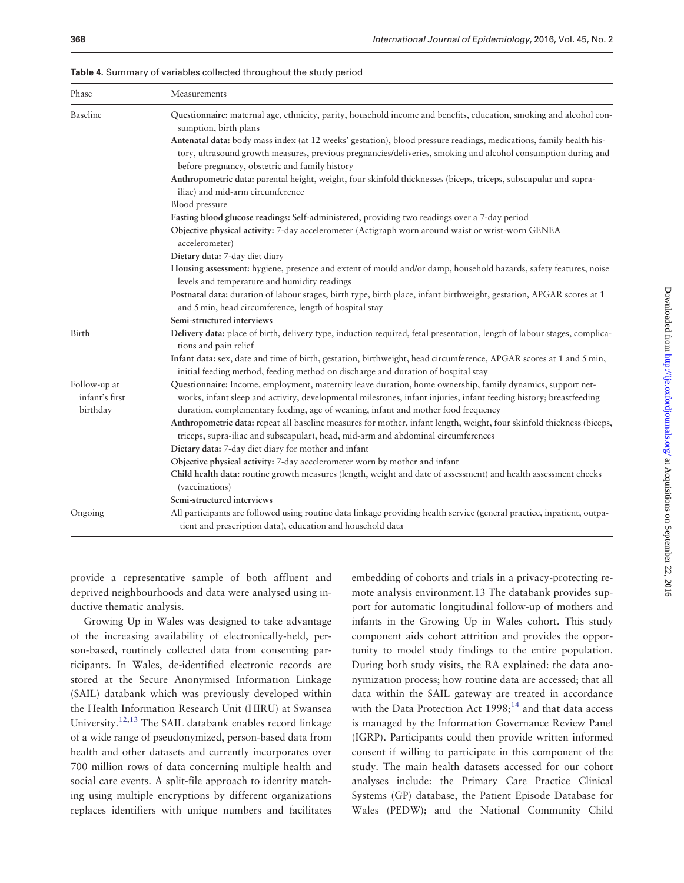**Table 4.** Summary of variables collected throughout the study period

| Phase | Measurements |
|---|---|
| Baseline | **Questionnaire:** maternal age, ethnicity, parity, household income and benefits, education, smoking and alcohol consumption, birth plans |
| | **Antenatal data:** body mass index (at 12 weeks' gestation), blood pressure readings, medications, family health history, ultrasound growth measures, previous pregnancies/deliveries, smoking and alcohol consumption during and before pregnancy, obstetric and family history |
| | **Anthropometric data:** parental height, weight, four skinfold thicknesses (biceps, triceps, subscapular and supra-iliac) and mid-arm circumference |
| | Blood pressure |
| | **Fasting blood glucose readings:** Self-administered, providing two readings over a 7-day period |
| | **Objective physical activity:** 7-day accelerometer (Actigraph worn around waist or wrist-worn GENEA accelerometer) |
| | **Dietary data:** 7-day diet diary |
| | **Housing assessment:** hygiene, presence and extent of mould and/or damp, household hazards, safety features, noise levels and temperature and humidity readings |
| | **Postnatal data:** duration of labour stages, birth type, birth place, infant birthweight, gestation, APGAR scores at 1 and 5 min, head circumference, length of hospital stay |
| | **Semi-structured interviews** |
| Birth | **Delivery data:** place of birth, delivery type, induction required, fetal presentation, length of labour stages, complications and pain relief |
| | **Infant data:** sex, date and time of birth, gestation, birthweight, head circumference, APGAR scores at 1 and 5 min, initial feeding method, feeding method on discharge and duration of hospital stay |
| Follow-up at infant's first birthday | **Questionnaire:** Income, employment, maternity leave duration, home ownership, family dynamics, support networks, infant sleep and activity, developmental milestones, infant injuries, infant feeding history; breastfeeding duration, complementary feeding, age of weaning, infant and mother food frequency |
| | **Anthropometric data:** repeat all baseline measures for mother, infant length, weight, four skinfold thickness (biceps, triceps, supra-iliac and subscapular), head, mid-arm and abdominal circumferences |
| | **Dietary data:** 7-day diet diary for mother and infant |
| | **Objective physical activity:** 7-day accelerometer worn by mother and infant |
| | **Child health data:** routine growth measures (length, weight and date of assessment) and health assessment checks (vaccinations) |
| | **Semi-structured interviews** |
| Ongoing | All participants are followed using routine data linkage providing health service (general practice, inpatient, outpatient and prescription data), education and household data |

provide a representative sample of both affluent and deprived neighbourhoods and data were analysed using inductive thematic analysis.

Growing Up in Wales was designed to take advantage of the increasing availability of electronically-held, person-based, routinely collected data from consenting participants. In Wales, de-identified electronic records are stored at the Secure Anonymised Information Linkage (SAIL) databank which was previously developed within the Health Information Research Unit (HIRU) at Swansea University.[12,13] The SAIL databank enables record linkage of a wide range of pseudonymized, person-based data from health and other datasets and currently incorporates over 700 million rows of data concerning multiple health and social care events. A split-file approach to identity matching using multiple encryptions by different organizations replaces identifiers with unique numbers and facilitates embedding of cohorts and trials in a privacy-protecting remote analysis environment.13 The databank provides support for automatic longitudinal follow-up of mothers and infants in the Growing Up in Wales cohort. This study component aids cohort attrition and provides the opportunity to model study findings to the entire population. During both study visits, the RA explained: the data anonymization process; how routine data are accessed; that all data within the SAIL gateway are treated in accordance with the Data Protection Act 1998;[14] and that data access is managed by the Information Governance Review Panel (IGRP). Participants could then provide written informed consent if willing to participate in this component of the study. The main health datasets accessed for our cohort analyses include: the Primary Care Practice Clinical Systems (GP) database, the Patient Episode Database for Wales (PEDW); and the National Community Child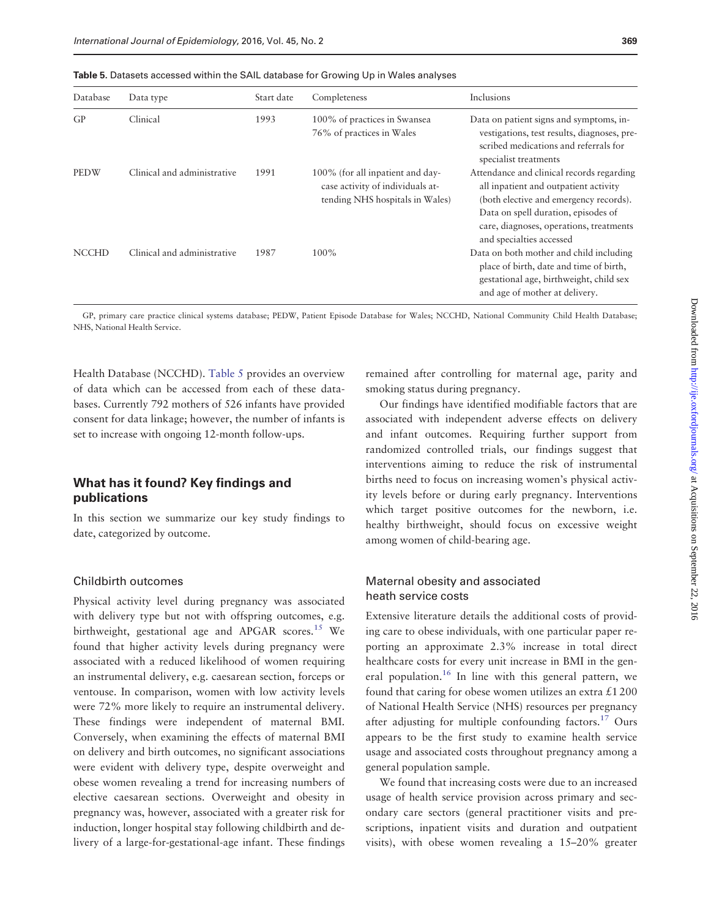**Table 5.** Datasets accessed within the SAIL database for Growing Up in Wales analyses

| Database | Data type | Start date | Completeness | Inclusions |
|---|---|---|---|---|
| GP | Clinical | 1993 | 100% of practices in Swansea 76% of practices in Wales | Data on patient signs and symptoms, investigations, test results, diagnoses, prescribed medications and referrals for specialist treatments |
| PEDW | Clinical and administrative | 1991 | 100% (for all inpatient and day-case activity of individuals attending NHS hospitals in Wales) | Attendance and clinical records regarding all inpatient and outpatient activity (both elective and emergency records). Data on spell duration, episodes of care, diagnoses, operations, treatments and specialties accessed |
| NCCHD | Clinical and administrative | 1987 | 100% | Data on both mother and child including place of birth, date and time of birth, gestational age, birthweight, child sex and age of mother at delivery. |

GP, primary care practice clinical systems database; PEDW, Patient Episode Database for Wales; NCCHD, National Community Child Health Database; NHS, National Health Service.

Health Database (NCCHD). Table 5 provides an overview of data which can be accessed from each of these databases. Currently 792 mothers of 526 infants have provided consent for data linkage; however, the number of infants is set to increase with ongoing 12-month follow-ups.

## What has it found? Key findings and publications

In this section we summarize our key study findings to date, categorized by outcome.

### Childbirth outcomes

Physical activity level during pregnancy was associated with delivery type but not with offspring outcomes, e.g. birthweight, gestational age and APGAR scores.[15] We found that higher activity levels during pregnancy were associated with a reduced likelihood of women requiring an instrumental delivery, e.g. caesarean section, forceps or ventouse. In comparison, women with low activity levels were 72% more likely to require an instrumental delivery. These findings were independent of maternal BMI. Conversely, when examining the effects of maternal BMI on delivery and birth outcomes, no significant associations were evident with delivery type, despite overweight and obese women revealing a trend for increasing numbers of elective caesarean sections. Overweight and obesity in pregnancy was, however, associated with a greater risk for induction, longer hospital stay following childbirth and delivery of a large-for-gestational-age infant. These findings remained after controlling for maternal age, parity and smoking status during pregnancy.

Our findings have identified modifiable factors that are associated with independent adverse effects on delivery and infant outcomes. Requiring further support from randomized controlled trials, our findings suggest that interventions aiming to reduce the risk of instrumental births need to focus on increasing women's physical activity levels before or during early pregnancy. Interventions which target positive outcomes for the newborn, i.e. healthy birthweight, should focus on excessive weight among women of child-bearing age.

### Maternal obesity and associated heath service costs

Extensive literature details the additional costs of providing care to obese individuals, with one particular paper reporting an approximate 2.3% increase in total direct healthcare costs for every unit increase in BMI in the general population.[16] In line with this general pattern, we found that caring for obese women utilizes an extra £1 200 of National Health Service (NHS) resources per pregnancy after adjusting for multiple confounding factors.[17] Ours appears to be the first study to examine health service usage and associated costs throughout pregnancy among a general population sample.

We found that increasing costs were due to an increased usage of health service provision across primary and secondary care sectors (general practitioner visits and prescriptions, inpatient visits and duration and outpatient visits), with obese women revealing a 15–20% greater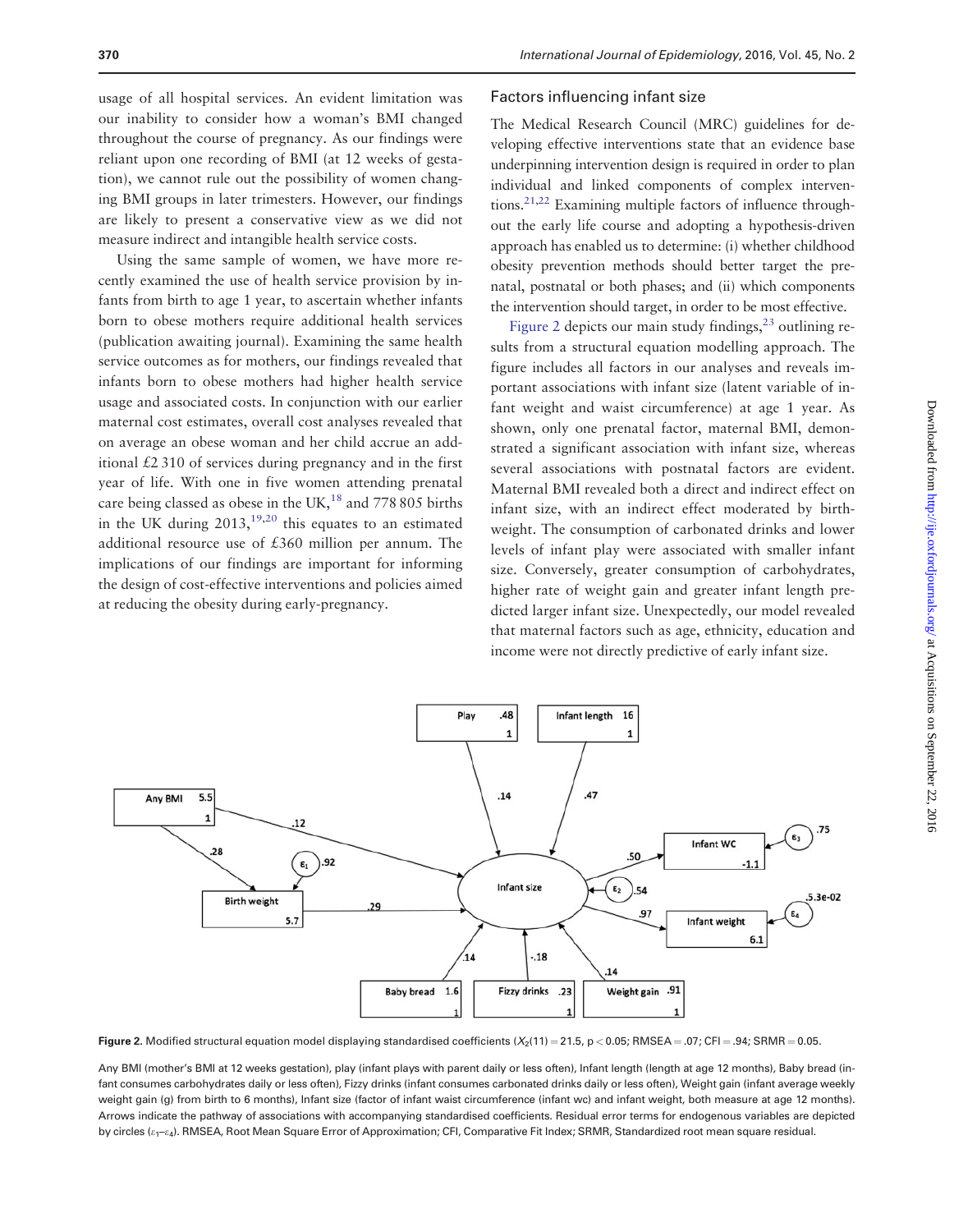usage of all hospital services. An evident limitation was our inability to consider how a woman's BMI changed throughout the course of pregnancy. As our findings were reliant upon one recording of BMI (at 12 weeks of gestation), we cannot rule out the possibility of women changing BMI groups in later trimesters. However, our findings are likely to present a conservative view as we did not measure indirect and intangible health service costs.

Using the same sample of women, we have more recently examined the use of health service provision by infants from birth to age 1 year, to ascertain whether infants born to obese mothers require additional health services (publication awaiting journal). Examining the same health service outcomes as for mothers, our findings revealed that infants born to obese mothers had higher health service usage and associated costs. In conjunction with our earlier maternal cost estimates, overall cost analyses revealed that on average an obese woman and her child accrue an additional £2 310 of services during pregnancy and in the first year of life. With one in five women attending prenatal care being classed as obese in the UK,[18] and 778 805 births in the UK during 2013,[19,20] this equates to an estimated additional resource use of £360 million per annum. The implications of our findings are important for informing the design of cost-effective interventions and policies aimed at reducing the obesity during early-pregnancy.

## Factors influencing infant size

The Medical Research Council (MRC) guidelines for developing effective interventions state that an evidence base underpinning intervention design is required in order to plan individual and linked components of complex interventions.[21,22] Examining multiple factors of influence throughout the early life course and adopting a hypothesis-driven approach has enabled us to determine: (i) whether childhood obesity prevention methods should better target the prenatal, postnatal or both phases; and (ii) which components the intervention should target, in order to be most effective.

Figure 2 depicts our main study findings,[23] outlining results from a structural equation modelling approach. The figure includes all factors in our analyses and reveals important associations with infant size (latent variable of infant weight and waist circumference) at age 1 year. As shown, only one prenatal factor, maternal BMI, demonstrated a significant association with infant size, whereas several associations with postnatal factors are evident. Maternal BMI revealed both a direct and indirect effect on infant size, with an indirect effect moderated by birthweight. The consumption of carbonated drinks and lower levels of infant play were associated with smaller infant size. Conversely, greater consumption of carbohydrates, higher rate of weight gain and greater infant length predicted larger infant size. Unexpectedly, our model revealed that maternal factors such as age, ethnicity, education and income were not directly predictive of early infant size.

**Figure 2.** Modified structural equation model displaying standardised coefficients ($X_2(11) = 21.5$, $p < 0.05$; RMSEA = .07; CFI = .94; SRMR = 0.05.

Any BMI (mother's BMI at 12 weeks gestation), play (infant plays with parent daily or less often), Infant length (length at age 12 months), Baby bread (infant consumes carbohydrates daily or less often), Fizzy drinks (infant consumes carbonated drinks daily or less often), Weight gain (infant average weekly weight gain (g) from birth to 6 months), Infant size (factor of infant waist circumference (infant wc) and infant weight, both measure at age 12 months). Arrows indicate the pathway of associations with accompanying standardised coefficients. Residual error terms for endogenous variables are depicted by circles ($\varepsilon_1$–$\varepsilon_4$). RMSEA, Root Mean Square Error of Approximation; CFI, Comparative Fit Index; SRMR, Standardized root mean square residual.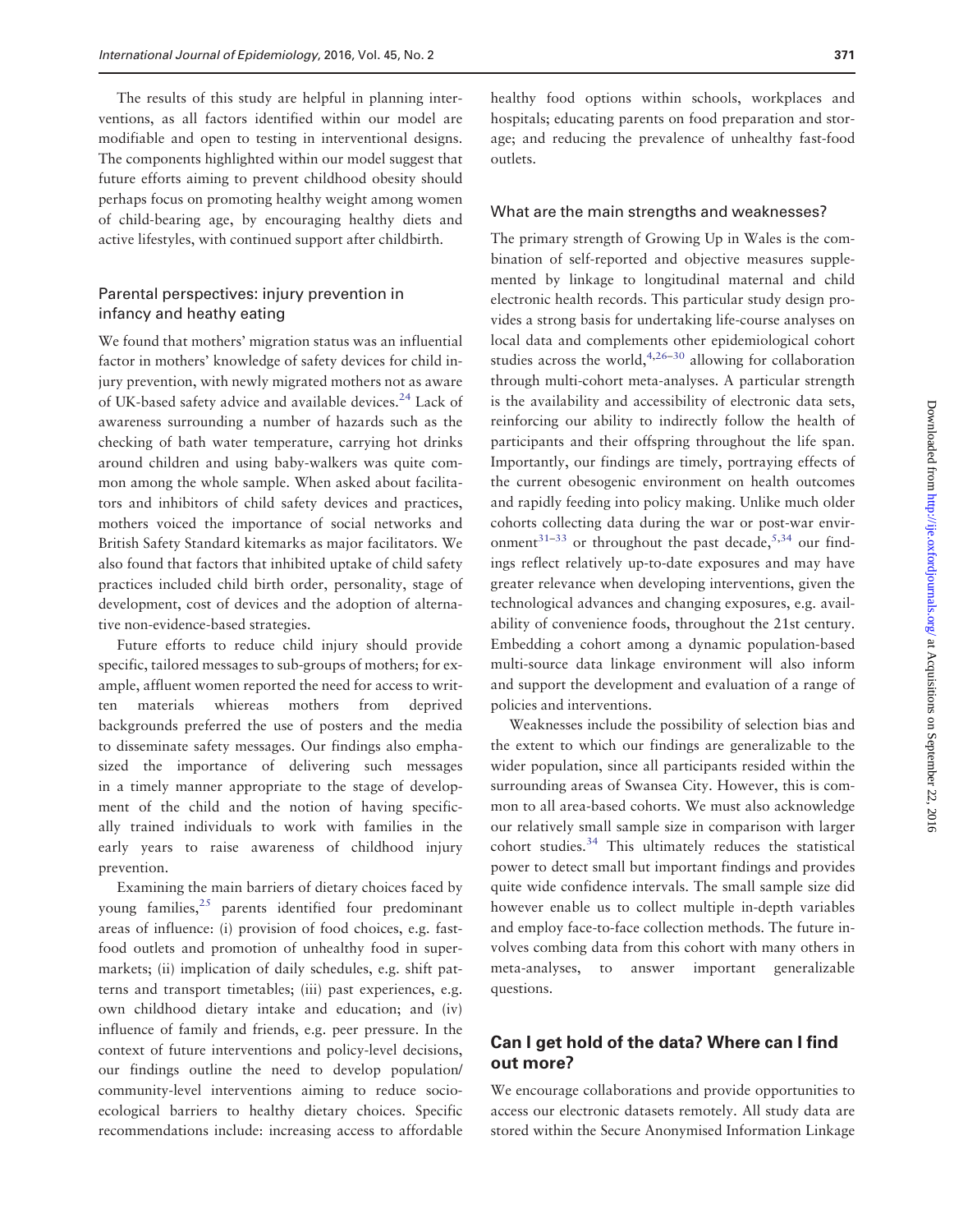The results of this study are helpful in planning interventions, as all factors identified within our model are modifiable and open to testing in interventional designs. The components highlighted within our model suggest that future efforts aiming to prevent childhood obesity should perhaps focus on promoting healthy weight among women of child-bearing age, by encouraging healthy diets and active lifestyles, with continued support after childbirth.

### Parental perspectives: injury prevention in infancy and heathy eating

We found that mothers' migration status was an influential factor in mothers' knowledge of safety devices for child injury prevention, with newly migrated mothers not as aware of UK-based safety advice and available devices.[24] Lack of awareness surrounding a number of hazards such as the checking of bath water temperature, carrying hot drinks around children and using baby-walkers was quite common among the whole sample. When asked about facilitators and inhibitors of child safety devices and practices, mothers voiced the importance of social networks and British Safety Standard kitemarks as major facilitators. We also found that factors that inhibited uptake of child safety practices included child birth order, personality, stage of development, cost of devices and the adoption of alternative non-evidence-based strategies.

Future efforts to reduce child injury should provide specific, tailored messages to sub-groups of mothers; for example, affluent women reported the need for access to written materials whiereas mothers from deprived backgrounds preferred the use of posters and the media to disseminate safety messages. Our findings also emphasized the importance of delivering such messages in a timely manner appropriate to the stage of development of the child and the notion of having specifically trained individuals to work with families in the early years to raise awareness of childhood injury prevention.

Examining the main barriers of dietary choices faced by young families,[25] parents identified four predominant areas of influence: (i) provision of food choices, e.g. fast-food outlets and promotion of unhealthy food in supermarkets; (ii) implication of daily schedules, e.g. shift patterns and transport timetables; (iii) past experiences, e.g. own childhood dietary intake and education; and (iv) influence of family and friends, e.g. peer pressure. In the context of future interventions and policy-level decisions, our findings outline the need to develop population/community-level interventions aiming to reduce socio-ecological barriers to healthy dietary choices. Specific recommendations include: increasing access to affordable healthy food options within schools, workplaces and hospitals; educating parents on food preparation and storage; and reducing the prevalence of unhealthy fast-food outlets.

### What are the main strengths and weaknesses?

The primary strength of Growing Up in Wales is the combination of self-reported and objective measures supplemented by linkage to longitudinal maternal and child electronic health records. This particular study design provides a strong basis for undertaking life-course analyses on local data and complements other epidemiological cohort studies across the world,[4,26–30] allowing for collaboration through multi-cohort meta-analyses. A particular strength is the availability and accessibility of electronic data sets, reinforcing our ability to indirectly follow the health of participants and their offspring throughout the life span. Importantly, our findings are timely, portraying effects of the current obesogenic environment on health outcomes and rapidly feeding into policy making. Unlike much older cohorts collecting data during the war or post-war environment[31–33] or throughout the past decade,[5,34] our findings reflect relatively up-to-date exposures and may have greater relevance when developing interventions, given the technological advances and changing exposures, e.g. availability of convenience foods, throughout the 21st century. Embedding a cohort among a dynamic population-based multi-source data linkage environment will also inform and support the development and evaluation of a range of policies and interventions.

Weaknesses include the possibility of selection bias and the extent to which our findings are generalizable to the wider population, since all participants resided within the surrounding areas of Swansea City. However, this is common to all area-based cohorts. We must also acknowledge our relatively small sample size in comparison with larger cohort studies.[34] This ultimately reduces the statistical power to detect small but important findings and provides quite wide confidence intervals. The small sample size did however enable us to collect multiple in-depth variables and employ face-to-face collection methods. The future involves combing data from this cohort with many others in meta-analyses, to answer important generalizable questions.

## Can I get hold of the data? Where can I find out more?

We encourage collaborations and provide opportunities to access our electronic datasets remotely. All study data are stored within the Secure Anonymised Information Linkage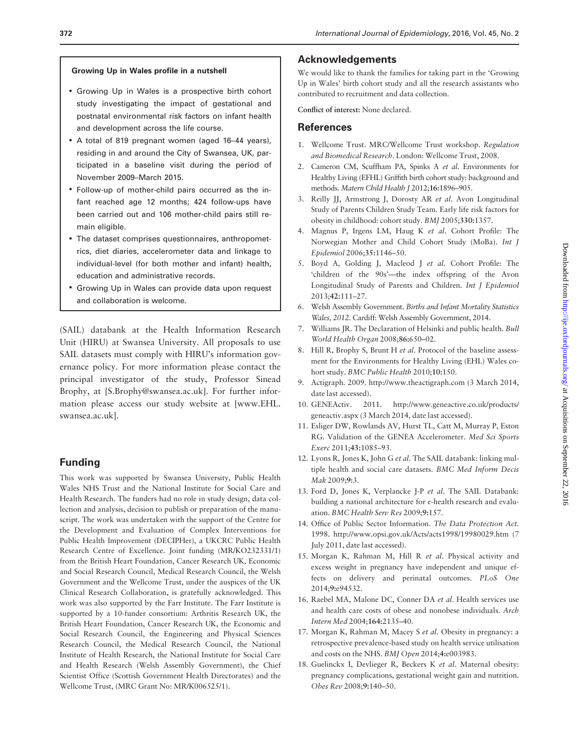**Growing Up in Wales profile in a nutshell**

- Growing Up in Wales is a prospective birth cohort study investigating the impact of gestational and postnatal environmental risk factors on infant health and development across the life course.
- A total of 819 pregnant women (aged 16–44 years), residing in and around the City of Swansea, UK, participated in a baseline visit during the period of November 2009–March 2015.
- Follow-up of mother-child pairs occurred as the infant reached age 12 months; 424 follow-ups have been carried out and 106 mother-child pairs still remain eligible.
- The dataset comprises questionnaires, anthropometrics, diet diaries, accelerometer data and linkage to individual-level (for both mother and infant) health, education and administrative records.
- Growing Up in Wales can provide data upon request and collaboration is welcome.

(SAIL) databank at the Health Information Research Unit (HIRU) at Swansea University. All proposals to use SAIL datasets must comply with HIRU's information governance policy. For more information please contact the principal investigator of the study, Professor Sinead Brophy, at [S.Brophy@swansea.ac.uk]. For further information please access our study website at [www.EHL.swansea.ac.uk].

## Funding

This work was supported by Swansea University, Public Health Wales NHS Trust and the National Institute for Social Care and Health Research. The funders had no role in study design, data collection and analysis, decision to publish or preparation of the manuscript. The work was undertaken with the support of the Centre for the Development and Evaluation of Complex Interventions for Public Health Improvement (DECIPHer), a UKCRC Public Health Research Centre of Excellence. Joint funding (MR/KO232331/1) from the British Heart Foundation, Cancer Research UK, Economic and Social Research Council, Medical Research Council, the Welsh Government and the Wellcome Trust, under the auspices of the UK Clinical Research Collaboration, is gratefully acknowledged. This work was also supported by the Farr Institute. The Farr Institute is supported by a 10-funder consortium: Arthritis Research UK, the British Heart Foundation, Cancer Research UK, the Economic and Social Research Council, the Engineering and Physical Sciences Research Council, the Medical Research Council, the National Institute of Health Research, the National Institute for Social Care and Health Research (Welsh Assembly Government), the Chief Scientist Office (Scottish Government Health Directorates) and the Wellcome Trust, (MRC Grant No: MR/K006525/1).

## Acknowledgements

We would like to thank the families for taking part in the 'Growing Up in Wales' birth cohort study and all the research assistants who contributed to recruitment and data collection.

**Conflict of interest:** None declared.

## References

1. Wellcome Trust. MRC/Wellcome Trust workshop. *Regulation and Biomedical Research*. London: Wellcome Trust, 2008.
2. Cameron CM, Scuffham PA, Spinks A *et al*. Environments for Healthy Living (EFHL) Griffith birth cohort study: background and methods. *Matern Child Health J* 2012;**16**:1896–905.
3. Reilly JJ, Armstrong J, Dorosty AR *et al*. Avon Longitudinal Study of Parents Children Study Team. Early life risk factors for obesity in childhood: cohort study. *BMJ* 2005;**330**:1357.
4. Magnus P, Irgens LM, Haug K *et al*. Cohort Profile: The Norwegian Mother and Child Cohort Study (MoBa). *Int J Epidemiol* 2006;**35**:1146–50.
5. Boyd A, Golding J, Macleod J *et al*. Cohort Profile: The 'children of the 90s'—the index offspring of the Avon Longitudinal Study of Parents and Children. *Int J Epidemiol* 2013;**42**:111–27.
6. Welsh Assembly Government. *Births and Infant Mortality Statistics Wales, 2012*. Cardiff: Welsh Assembly Government, 2014.
7. Williams JR. The Declaration of Helsinki and public health. *Bull World Health Organ* 2008;**86**:650–02.
8. Hill R, Brophy S, Brunt H *et al*. Protocol of the baseline assessment for the Environments for Healthy Living (EHL) Wales cohort study. *BMC Public Health* 2010;**10**:150.
9. Actigraph. 2009. http://www.theactigraph.com (3 March 2014, date last accessed).
10. GENEActiv. 2011. http://www.geneactive.co.uk/products/geneactiv.aspx (3 March 2014, date last accessed).
11. Esliger DW, Rowlands AV, Hurst TL, Catt M, Murray P, Eston RG. Validation of the GENEA Accelerometer. *Med Sci Sports Exerc* 2011;**43**:1085–93.
12. Lyons R, Jones K, John G *et al*. The SAIL databank: linking multiple health and social care datasets. *BMC Med Inform Decis Mak* 2009;**9**:3.
13. Ford D, Jones K, Verplancke J-P *et al*. The SAIL Databank: building a national architecture for e-health research and evaluation. *BMC Health Serv Res* 2009;**9**:157.
14. Office of Public Sector Information. *The Data Protection Act*. 1998. http://www.opsi.gov.uk/Acts/acts1998/19980029.htm (7 July 2011, date last accessed).
15. Morgan K, Rahman M, Hill R *et al*. Physical activity and excess weight in pregnancy have independent and unique effects on delivery and perinatal outcomes. *PLoS One* 2014;**9**:e94532.
16. Raebel MA, Malone DC, Conner DA *et al*. Health services use and health care costs of obese and nonobese individuals. *Arch Intern Med* 2004;**164**:2135–40.
17. Morgan K, Rahman M, Macey S *et al*. Obesity in pregnancy: a retrospective prevalence-based study on health service utilisation and costs on the NHS. *BMJ Open* 2014;**4**:e003983.
18. Guelinckx I, Devlieger R, Beckers K *et al*. Maternal obesity: pregnancy complications, gestational weight gain and nutrition. *Obes Rev* 2008;**9**:140–50.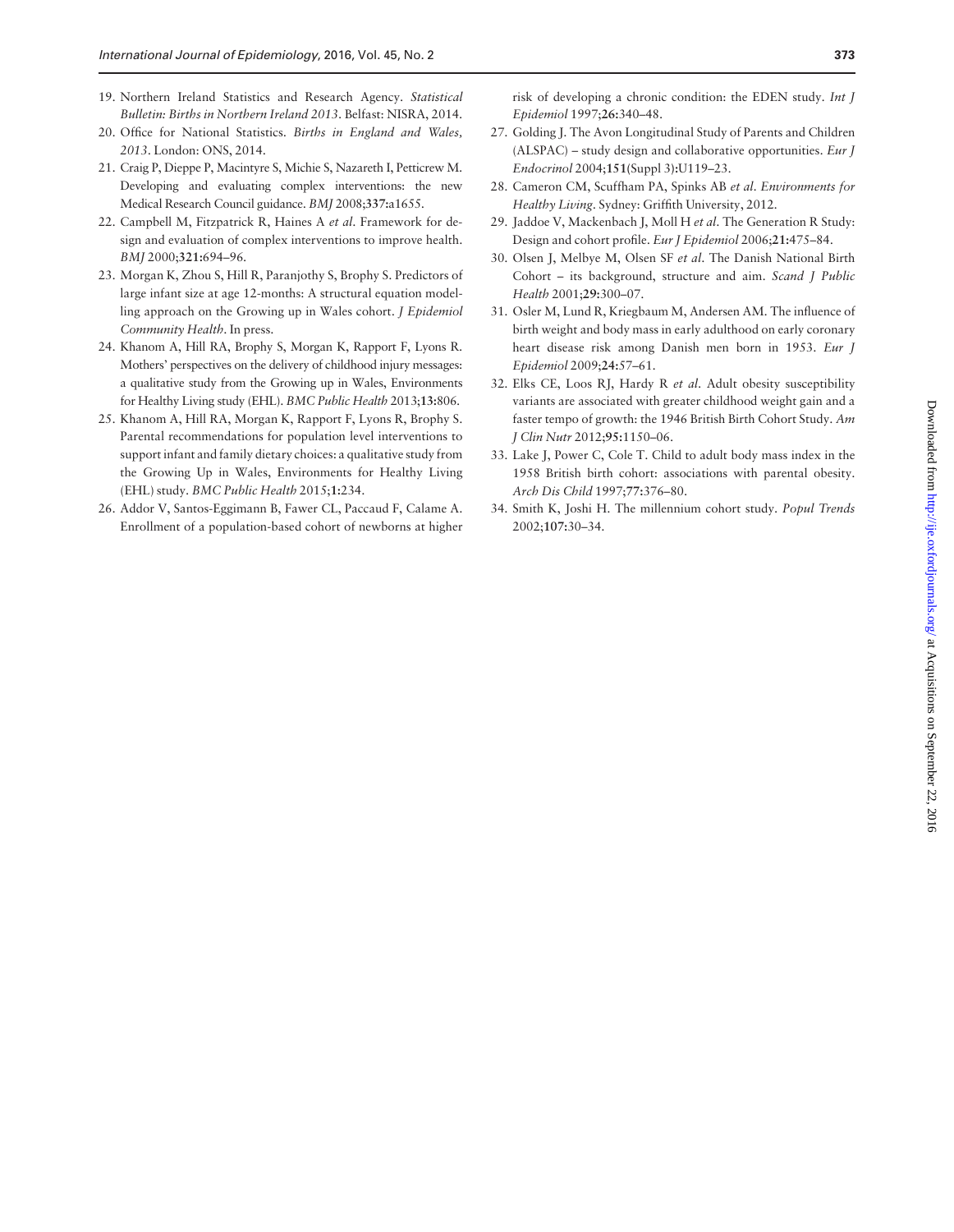19. Northern Ireland Statistics and Research Agency. *Statistical Bulletin: Births in Northern Ireland 2013*. Belfast: NISRA, 2014.
20. Office for National Statistics. *Births in England and Wales, 2013*. London: ONS, 2014.
21. Craig P, Dieppe P, Macintyre S, Michie S, Nazareth I, Petticrew M. Developing and evaluating complex interventions: the new Medical Research Council guidance. *BMJ* 2008;**337**:a1655.
22. Campbell M, Fitzpatrick R, Haines A *et al*. Framework for design and evaluation of complex interventions to improve health. *BMJ* 2000;**321**:694–96.
23. Morgan K, Zhou S, Hill R, Paranjothy S, Brophy S. Predictors of large infant size at age 12-months: A structural equation modelling approach on the Growing up in Wales cohort. *J Epidemiol Community Health*. In press.
24. Khanom A, Hill RA, Brophy S, Morgan K, Rapport F, Lyons R. Mothers' perspectives on the delivery of childhood injury messages: a qualitative study from the Growing up in Wales, Environments for Healthy Living study (EHL). *BMC Public Health* 2013;**13**:806.
25. Khanom A, Hill RA, Morgan K, Rapport F, Lyons R, Brophy S. Parental recommendations for population level interventions to support infant and family dietary choices: a qualitative study from the Growing Up in Wales, Environments for Healthy Living (EHL) study. *BMC Public Health* 2015;**1**:234.
26. Addor V, Santos-Eggimann B, Fawer CL, Paccaud F, Calame A. Enrollment of a population-based cohort of newborns at higher risk of developing a chronic condition: the EDEN study. *Int J Epidemiol* 1997;**26**:340–48.
27. Golding J. The Avon Longitudinal Study of Parents and Children (ALSPAC) – study design and collaborative opportunities. *Eur J Endocrinol* 2004;**151**(Suppl 3):U119–23.
28. Cameron CM, Scuffham PA, Spinks AB *et al*. *Environments for Healthy Living*. Sydney: Griffith University, 2012.
29. Jaddoe V, Mackenbach J, Moll H *et al*. The Generation R Study: Design and cohort profile. *Eur J Epidemiol* 2006;**21**:475–84.
30. Olsen J, Melbye M, Olsen SF *et al*. The Danish National Birth Cohort – its background, structure and aim. *Scand J Public Health* 2001;**29**:300–07.
31. Osler M, Lund R, Kriegbaum M, Andersen AM. The influence of birth weight and body mass in early adulthood on early coronary heart disease risk among Danish men born in 1953. *Eur J Epidemiol* 2009;**24**:57–61.
32. Elks CE, Loos RJ, Hardy R *et al*. Adult obesity susceptibility variants are associated with greater childhood weight gain and a faster tempo of growth: the 1946 British Birth Cohort Study. *Am J Clin Nutr* 2012;**95**:1150–06.
33. Lake J, Power C, Cole T. Child to adult body mass index in the 1958 British birth cohort: associations with parental obesity. *Arch Dis Child* 1997;**77**:376–80.
34. Smith K, Joshi H. The millennium cohort study. *Popul Trends* 2002;**107**:30–34.